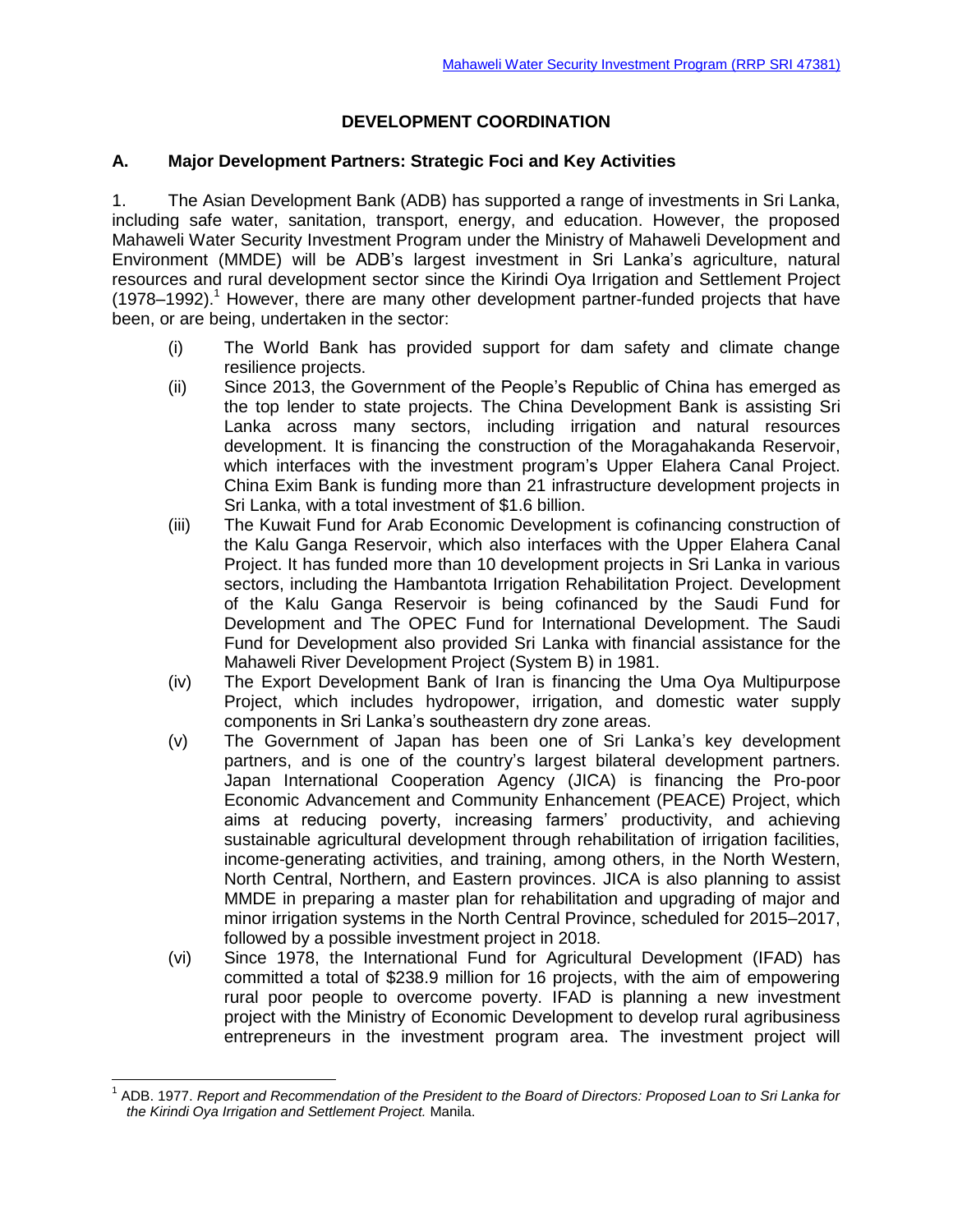# DEVELOPMENT COORDINATION

## A. Major Development Partners: Strategic Foci and Key Activities

1. The Asian Development Bank (ADB) has supported a range of investments in Sri Lanka, including safe water, sanitation, transport, energy, and education. However, the proposed Mahaweli Water Security Investment Program under the Ministry of Mahaweli Development and Environment (MMDE) will be ADB's largest investment in Sri Lanka's agriculture, natural resources and rural development sector since the Kirindi Oya Irrigation and Settlement Project (1978–1992).[1] However, there are many other development partner-funded projects that have been, or are being, undertaken in the sector:

   (i) The World Bank has provided support for dam safety and climate change resilience projects.

   (ii) Since 2013, the Government of the People's Republic of China has emerged as the top lender to state projects. The China Development Bank is assisting Sri Lanka across many sectors, including irrigation and natural resources development. It is financing the construction of the Moragahakanda Reservoir, which interfaces with the investment program's Upper Elahera Canal Project. China Exim Bank is funding more than 21 infrastructure development projects in Sri Lanka, with a total investment of $1.6 billion.

   (iii) The Kuwait Fund for Arab Economic Development is cofinancing construction of the Kalu Ganga Reservoir, which also interfaces with the Upper Elahera Canal Project. It has funded more than 10 development projects in Sri Lanka in various sectors, including the Hambantota Irrigation Rehabilitation Project. Development of the Kalu Ganga Reservoir is being cofinanced by the Saudi Fund for Development and The OPEC Fund for International Development. The Saudi Fund for Development also provided Sri Lanka with financial assistance for the Mahaweli River Development Project (System B) in 1981.

   (iv) The Export Development Bank of Iran is financing the Uma Oya Multipurpose Project, which includes hydropower, irrigation, and domestic water supply components in Sri Lanka's southeastern dry zone areas.

   (v) The Government of Japan has been one of Sri Lanka's key development partners, and is one of the country's largest bilateral development partners. Japan International Cooperation Agency (JICA) is financing the Pro-poor Economic Advancement and Community Enhancement (PEACE) Project, which aims at reducing poverty, increasing farmers' productivity, and achieving sustainable agricultural development through rehabilitation of irrigation facilities, income-generating activities, and training, among others, in the North Western, North Central, Northern, and Eastern provinces. JICA is also planning to assist MMDE in preparing a master plan for rehabilitation and upgrading of major and minor irrigation systems in the North Central Province, scheduled for 2015–2017, followed by a possible investment project in 2018.

   (vi) Since 1978, the International Fund for Agricultural Development (IFAD) has committed a total of $238.9 million for 16 projects, with the aim of empowering rural poor people to overcome poverty. IFAD is planning a new investment project with the Ministry of Economic Development to develop rural agribusiness entrepreneurs in the investment program area. The investment project will

---

[1] ADB. 1977. *Report and Recommendation of the President to the Board of Directors: Proposed Loan to Sri Lanka for the Kirindi Oya Irrigation and Settlement Project.* Manila.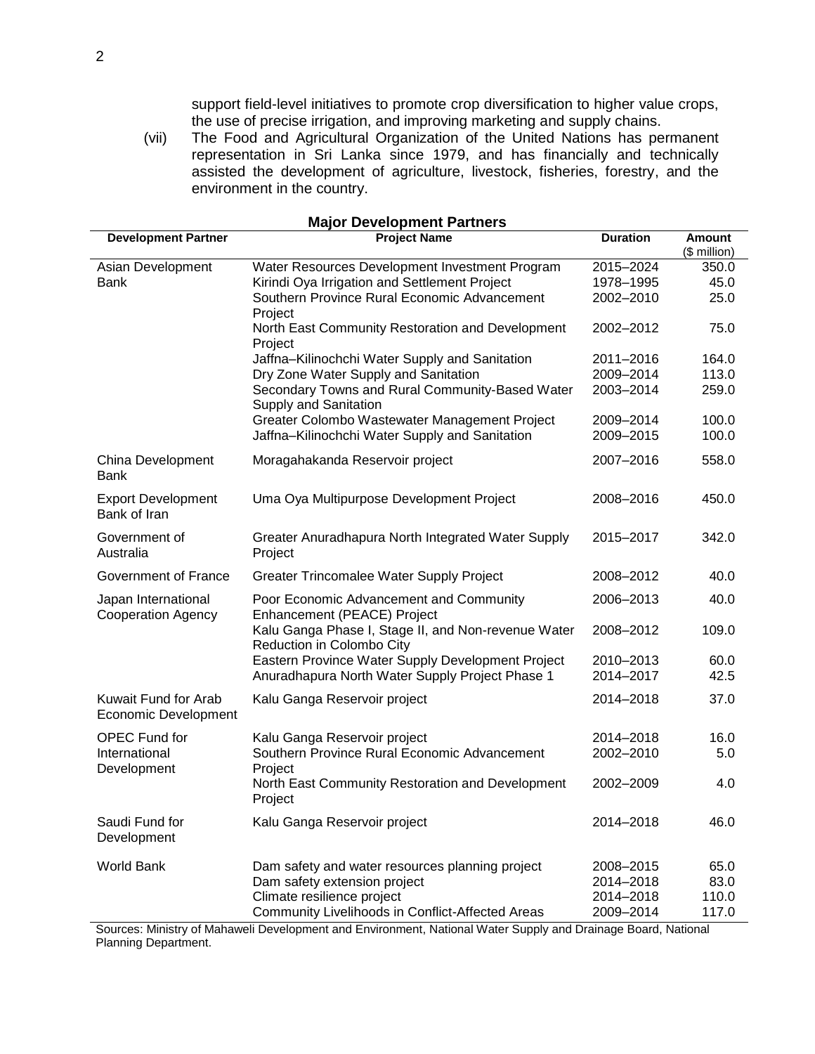support field-level initiatives to promote crop diversification to higher value crops, the use of precise irrigation, and improving marketing and supply chains.

(vii) The Food and Agricultural Organization of the United Nations has permanent representation in Sri Lanka since 1979, and has financially and technically assisted the development of agriculture, livestock, fisheries, forestry, and the environment in the country.

**Major Development Partners**

| Development Partner | Project Name | Duration | Amount ($ million) |
|---|---|---|---|
| Asian Development Bank | Water Resources Development Investment Program | 2015–2024 | 350.0 |
| | Kirindi Oya Irrigation and Settlement Project | 1978–1995 | 45.0 |
| | Southern Province Rural Economic Advancement Project | 2002–2010 | 25.0 |
| | North East Community Restoration and Development Project | 2002–2012 | 75.0 |
| | Jaffna–Kilinochchi Water Supply and Sanitation | 2011–2016 | 164.0 |
| | Dry Zone Water Supply and Sanitation | 2009–2014 | 113.0 |
| | Secondary Towns and Rural Community-Based Water Supply and Sanitation | 2003–2014 | 259.0 |
| | Greater Colombo Wastewater Management Project | 2009–2014 | 100.0 |
| | Jaffna–Kilinochchi Water Supply and Sanitation | 2009–2015 | 100.0 |
| China Development Bank | Moragahakanda Reservoir project | 2007–2016 | 558.0 |
| Export Development Bank of Iran | Uma Oya Multipurpose Development Project | 2008–2016 | 450.0 |
| Government of Australia | Greater Anuradhapura North Integrated Water Supply Project | 2015–2017 | 342.0 |
| Government of France | Greater Trincomalee Water Supply Project | 2008–2012 | 40.0 |
| Japan International Cooperation Agency | Poor Economic Advancement and Community Enhancement (PEACE) Project | 2006–2013 | 40.0 |
| | Kalu Ganga Phase I, Stage II, and Non-revenue Water Reduction in Colombo City | 2008–2012 | 109.0 |
| | Eastern Province Water Supply Development Project | 2010–2013 | 60.0 |
| | Anuradhapura North Water Supply Project Phase 1 | 2014–2017 | 42.5 |
| Kuwait Fund for Arab Economic Development | Kalu Ganga Reservoir project | 2014–2018 | 37.0 |
| OPEC Fund for International Development | Kalu Ganga Reservoir project | 2014–2018 | 16.0 |
| | Southern Province Rural Economic Advancement Project | 2002–2010 | 5.0 |
| | North East Community Restoration and Development Project | 2002–2009 | 4.0 |
| Saudi Fund for Development | Kalu Ganga Reservoir project | 2014–2018 | 46.0 |
| World Bank | Dam safety and water resources planning project | 2008–2015 | 65.0 |
| | Dam safety extension project | 2014–2018 | 83.0 |
| | Climate resilience project | 2014–2018 | 110.0 |
| | Community Livelihoods in Conflict-Affected Areas | 2009–2014 | 117.0 |

Sources: Ministry of Mahaweli Development and Environment, National Water Supply and Drainage Board, National Planning Department.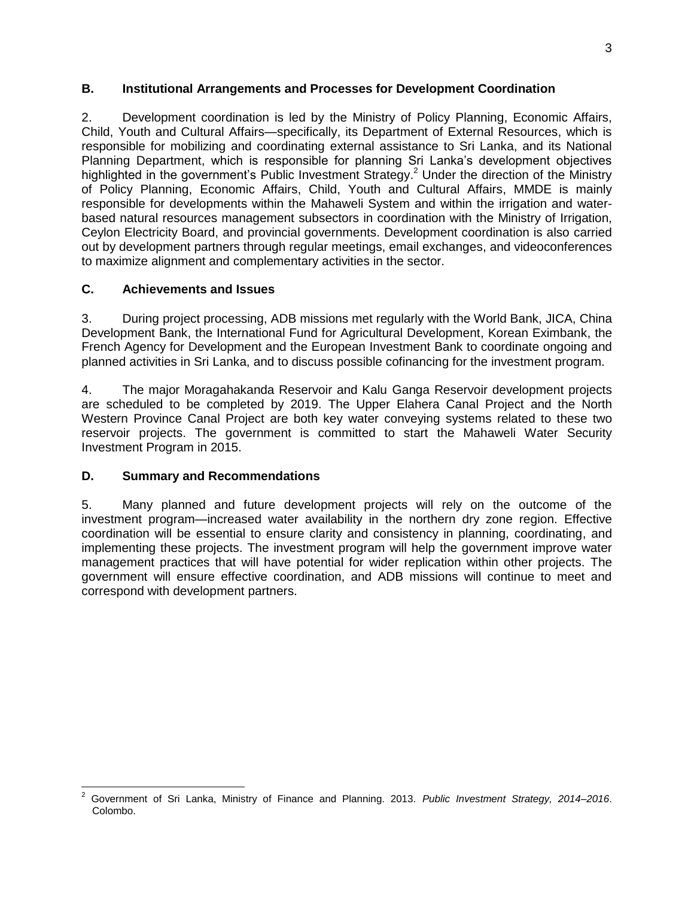## B. Institutional Arrangements and Processes for Development Coordination

2. Development coordination is led by the Ministry of Policy Planning, Economic Affairs, Child, Youth and Cultural Affairs—specifically, its Department of External Resources, which is responsible for mobilizing and coordinating external assistance to Sri Lanka, and its National Planning Department, which is responsible for planning Sri Lanka's development objectives highlighted in the government's Public Investment Strategy.[2] Under the direction of the Ministry of Policy Planning, Economic Affairs, Child, Youth and Cultural Affairs, MMDE is mainly responsible for developments within the Mahaweli System and within the irrigation and water-based natural resources management subsectors in coordination with the Ministry of Irrigation, Ceylon Electricity Board, and provincial governments. Development coordination is also carried out by development partners through regular meetings, email exchanges, and videoconferences to maximize alignment and complementary activities in the sector.

## C. Achievements and Issues

3. During project processing, ADB missions met regularly with the World Bank, JICA, China Development Bank, the International Fund for Agricultural Development, Korean Eximbank, the French Agency for Development and the European Investment Bank to coordinate ongoing and planned activities in Sri Lanka, and to discuss possible cofinancing for the investment program.

4. The major Moragahakanda Reservoir and Kalu Ganga Reservoir development projects are scheduled to be completed by 2019. The Upper Elahera Canal Project and the North Western Province Canal Project are both key water conveying systems related to these two reservoir projects. The government is committed to start the Mahaweli Water Security Investment Program in 2015.

## D. Summary and Recommendations

5. Many planned and future development projects will rely on the outcome of the investment program—increased water availability in the northern dry zone region. Effective coordination will be essential to ensure clarity and consistency in planning, coordinating, and implementing these projects. The investment program will help the government improve water management practices that will have potential for wider replication within other projects. The government will ensure effective coordination, and ADB missions will continue to meet and correspond with development partners.

---

[2] Government of Sri Lanka, Ministry of Finance and Planning. 2013. *Public Investment Strategy, 2014–2016*. Colombo.